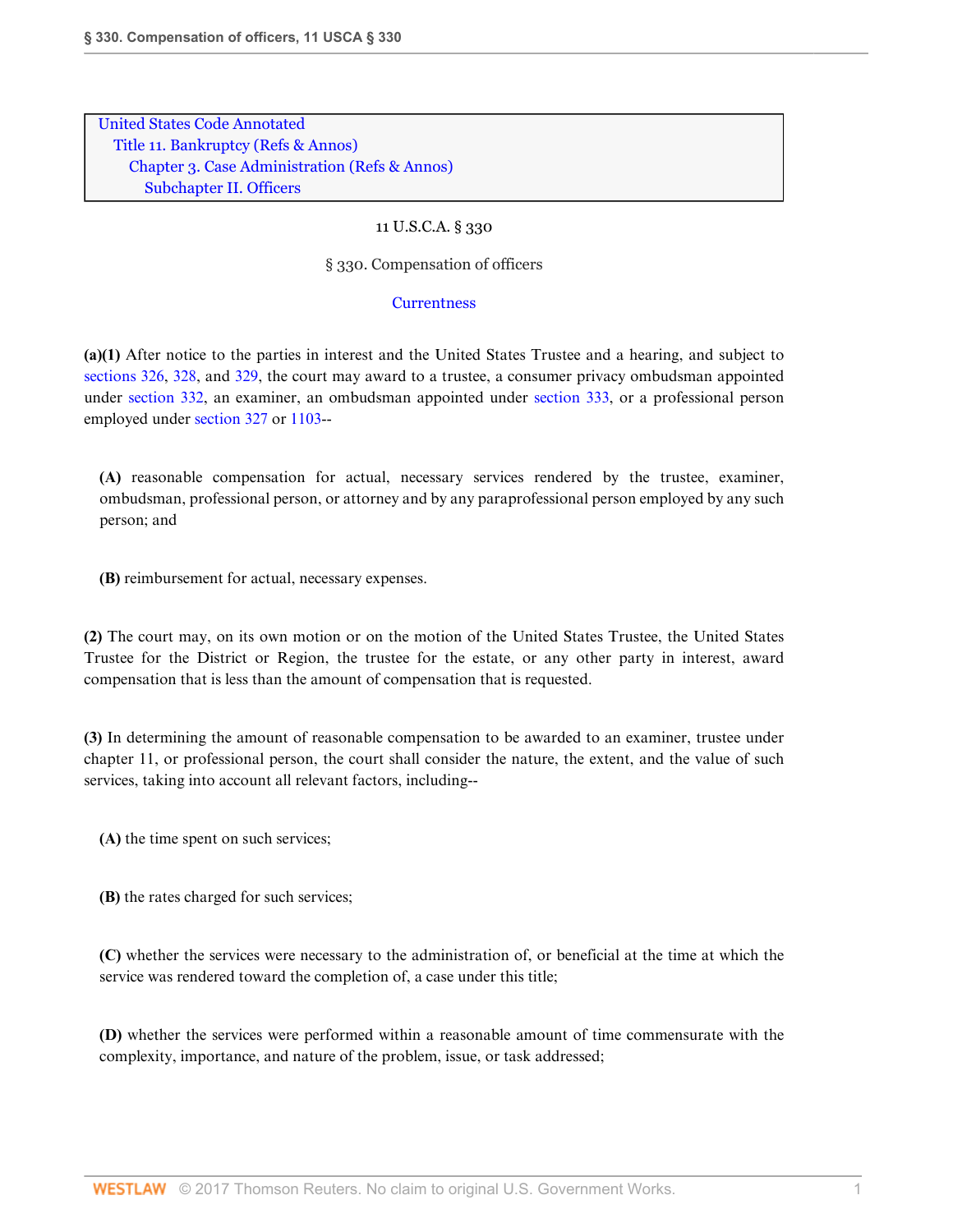United States Code Annotated
Title 11. Bankruptcy (Refs & Annos)
Chapter 3. Case Administration (Refs & Annos)
Subchapter II. Officers

11 U.S.C.A. § 330

# § 330. Compensation of officers

Currentness

**(a)(1)** After notice to the parties in interest and the United States Trustee and a hearing, and subject to sections 326, 328, and 329, the court may award to a trustee, a consumer privacy ombudsman appointed under section 332, an examiner, an ombudsman appointed under section 333, or a professional person employed under section 327 or 1103--

**(A)** reasonable compensation for actual, necessary services rendered by the trustee, examiner, ombudsman, professional person, or attorney and by any paraprofessional person employed by any such person; and

**(B)** reimbursement for actual, necessary expenses.

**(2)** The court may, on its own motion or on the motion of the United States Trustee, the United States Trustee for the District or Region, the trustee for the estate, or any other party in interest, award compensation that is less than the amount of compensation that is requested.

**(3)** In determining the amount of reasonable compensation to be awarded to an examiner, trustee under chapter 11, or professional person, the court shall consider the nature, the extent, and the value of such services, taking into account all relevant factors, including--

**(A)** the time spent on such services;

**(B)** the rates charged for such services;

**(C)** whether the services were necessary to the administration of, or beneficial at the time at which the service was rendered toward the completion of, a case under this title;

**(D)** whether the services were performed within a reasonable amount of time commensurate with the complexity, importance, and nature of the problem, issue, or task addressed;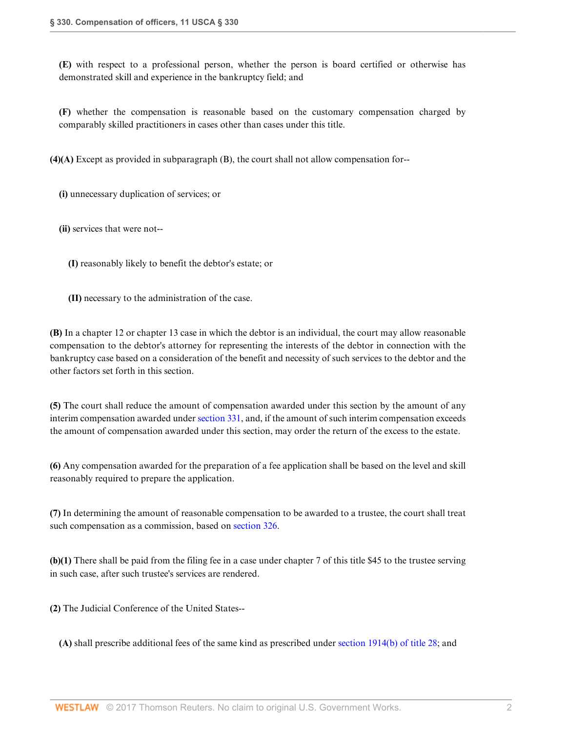**(E)** with respect to a professional person, whether the person is board certified or otherwise has demonstrated skill and experience in the bankruptcy field; and

**(F)** whether the compensation is reasonable based on the customary compensation charged by comparably skilled practitioners in cases other than cases under this title.

**(4)(A)** Except as provided in subparagraph (B), the court shall not allow compensation for--

**(i)** unnecessary duplication of services; or

**(ii)** services that were not--

**(I)** reasonably likely to benefit the debtor's estate; or

**(II)** necessary to the administration of the case.

**(B)** In a chapter 12 or chapter 13 case in which the debtor is an individual, the court may allow reasonable compensation to the debtor's attorney for representing the interests of the debtor in connection with the bankruptcy case based on a consideration of the benefit and necessity of such services to the debtor and the other factors set forth in this section.

**(5)** The court shall reduce the amount of compensation awarded under this section by the amount of any interim compensation awarded under section 331, and, if the amount of such interim compensation exceeds the amount of compensation awarded under this section, may order the return of the excess to the estate.

**(6)** Any compensation awarded for the preparation of a fee application shall be based on the level and skill reasonably required to prepare the application.

**(7)** In determining the amount of reasonable compensation to be awarded to a trustee, the court shall treat such compensation as a commission, based on section 326.

**(b)(1)** There shall be paid from the filing fee in a case under chapter 7 of this title $45 to the trustee serving in such case, after such trustee's services are rendered.

**(2)** The Judicial Conference of the United States--

**(A)** shall prescribe additional fees of the same kind as prescribed under section 1914(b) of title 28; and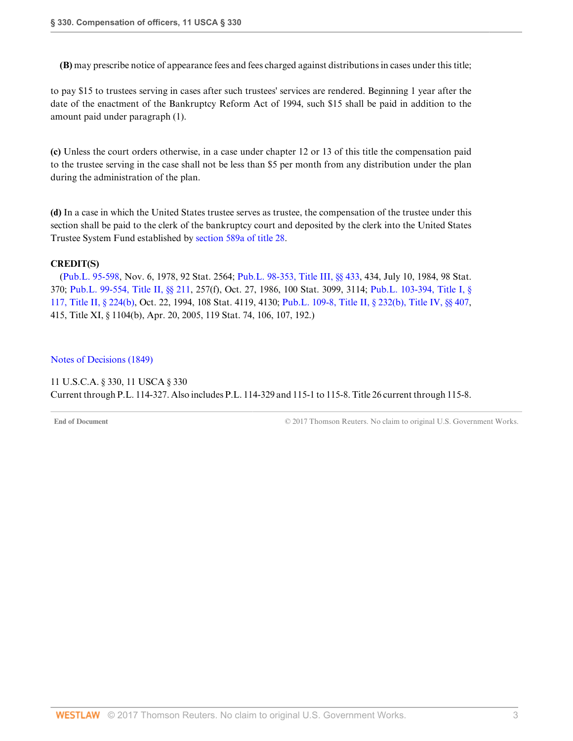**(B)** may prescribe notice of appearance fees and fees charged against distributions in cases under this title;

to pay $15 to trustees serving in cases after such trustees' services are rendered. Beginning 1 year after the date of the enactment of the Bankruptcy Reform Act of 1994, such $15 shall be paid in addition to the amount paid under paragraph (1).

**(c)** Unless the court orders otherwise, in a case under chapter 12 or 13 of this title the compensation paid to the trustee serving in the case shall not be less than $5 per month from any distribution under the plan during the administration of the plan.

**(d)** In a case in which the United States trustee serves as trustee, the compensation of the trustee under this section shall be paid to the clerk of the bankruptcy court and deposited by the clerk into the United States Trustee System Fund established by section 589a of title 28.

**CREDIT(S)**

(Pub.L. 95-598, Nov. 6, 1978, 92 Stat. 2564; Pub.L. 98-353, Title III, §§ 433, 434, July 10, 1984, 98 Stat. 370; Pub.L. 99-554, Title II, §§ 211, 257(f), Oct. 27, 1986, 100 Stat. 3099, 3114; Pub.L. 103-394, Title I, § 117, Title II, § 224(b), Oct. 22, 1994, 108 Stat. 4119, 4130; Pub.L. 109-8, Title II, § 232(b), Title IV, §§ 407, 415, Title XI, § 1104(b), Apr. 20, 2005, 119 Stat. 74, 106, 107, 192.)

Notes of Decisions (1849)

11 U.S.C.A. § 330, 11 USCA § 330
Current through P.L. 114-327. Also includes P.L. 114-329 and 115-1 to 115-8. Title 26 current through 115-8.

End of Document © 2017 Thomson Reuters. No claim to original U.S. Government Works.